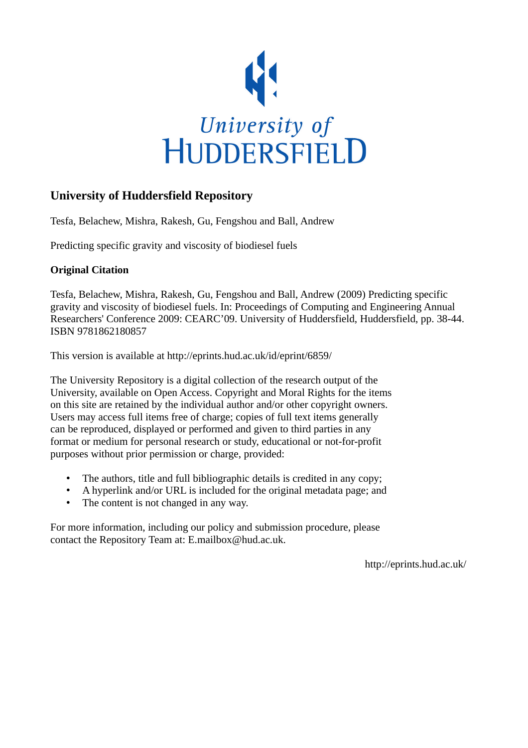University of HUDDERSFIELD

## University of Huddersfield Repository

Tesfa, Belachew, Mishra, Rakesh, Gu, Fengshou and Ball, Andrew

Predicting specific gravity and viscosity of biodiesel fuels

### Original Citation

Tesfa, Belachew, Mishra, Rakesh, Gu, Fengshou and Ball, Andrew (2009) Predicting specific gravity and viscosity of biodiesel fuels. In: Proceedings of Computing and Engineering Annual Researchers' Conference 2009: CEARC’09. University of Huddersfield, Huddersfield, pp. 38-44. ISBN 9781862180857

This version is available at http://eprints.hud.ac.uk/id/eprint/6859/

The University Repository is a digital collection of the research output of the University, available on Open Access. Copyright and Moral Rights for the items on this site are retained by the individual author and/or other copyright owners. Users may access full items free of charge; copies of full text items generally can be reproduced, displayed or performed and given to third parties in any format or medium for personal research or study, educational or not-for-profit purposes without prior permission or charge, provided:

- The authors, title and full bibliographic details is credited in any copy;
- A hyperlink and/or URL is included for the original metadata page; and
- The content is not changed in any way.

For more information, including our policy and submission procedure, please contact the Repository Team at: E.mailbox@hud.ac.uk.

http://eprints.hud.ac.uk/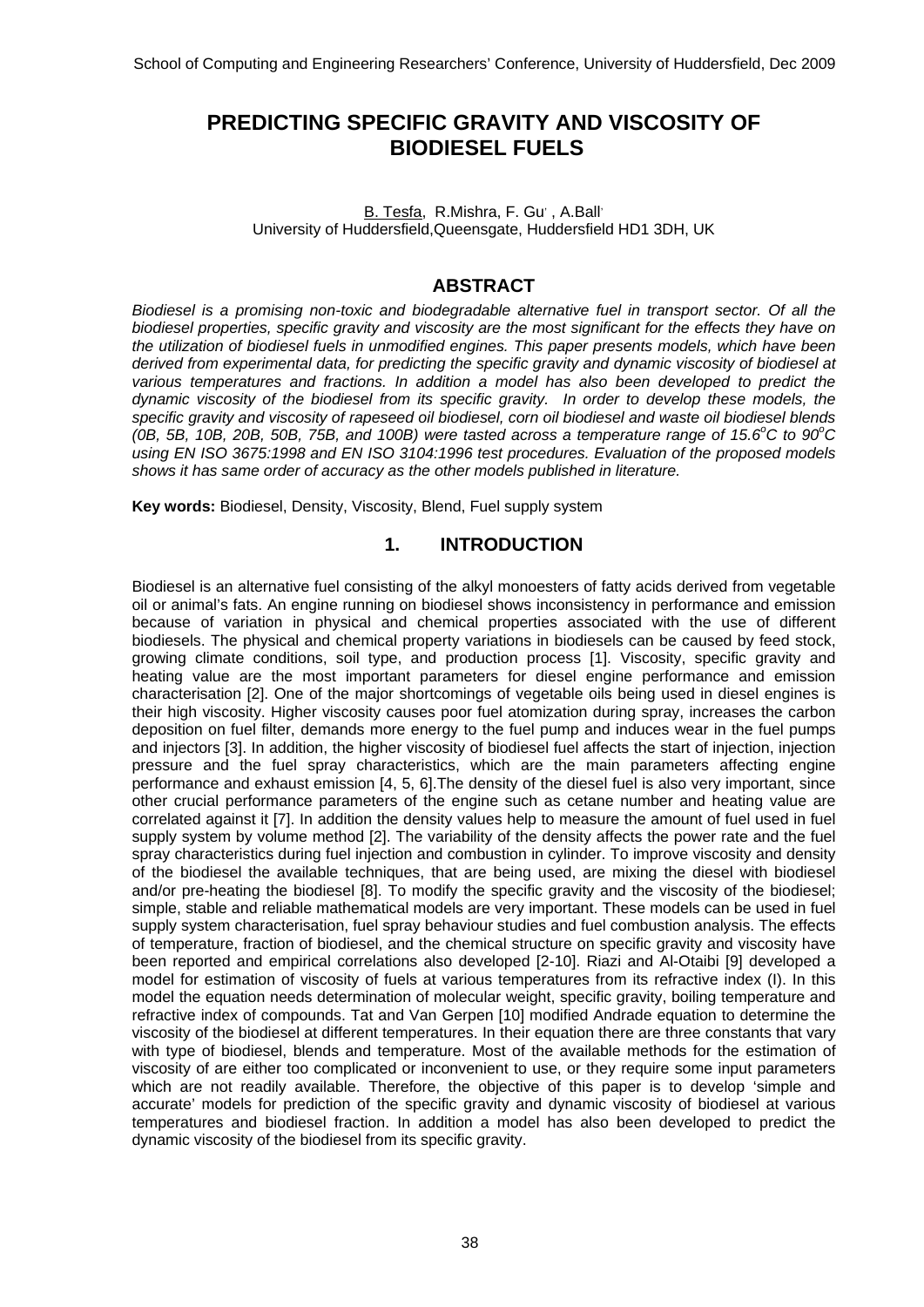# PREDICTING SPECIFIC GRAVITY AND VISCOSITY OF BIODIESEL FUELS

B. Tesfa, R.Mishra, F. Gu, A.Ball
University of Huddersfield,Queensgate, Huddersfield HD1 3DH, UK

## ABSTRACT

*Biodiesel is a promising non-toxic and biodegradable alternative fuel in transport sector. Of all the biodiesel properties, specific gravity and viscosity are the most significant for the effects they have on the utilization of biodiesel fuels in unmodified engines. This paper presents models, which have been derived from experimental data, for predicting the specific gravity and dynamic viscosity of biodiesel at various temperatures and fractions. In addition a model has also been developed to predict the dynamic viscosity of the biodiesel from its specific gravity. In order to develop these models, the specific gravity and viscosity of rapeseed oil biodiesel, corn oil biodiesel and waste oil biodiesel blends (0B, 5B, 10B, 20B, 50B, 75B, and 100B) were tasted across a temperature range of 15.6°C to 90°C using EN ISO 3675:1998 and EN ISO 3104:1996 test procedures. Evaluation of the proposed models shows it has same order of accuracy as the other models published in literature.*

**Key words:** Biodiesel, Density, Viscosity, Blend, Fuel supply system

## 1. INTRODUCTION

Biodiesel is an alternative fuel consisting of the alkyl monoesters of fatty acids derived from vegetable oil or animal's fats. An engine running on biodiesel shows inconsistency in performance and emission because of variation in physical and chemical properties associated with the use of different biodiesels. The physical and chemical property variations in biodiesels can be caused by feed stock, growing climate conditions, soil type, and production process [1]. Viscosity, specific gravity and heating value are the most important parameters for diesel engine performance and emission characterisation [2]. One of the major shortcomings of vegetable oils being used in diesel engines is their high viscosity. Higher viscosity causes poor fuel atomization during spray, increases the carbon deposition on fuel filter, demands more energy to the fuel pump and induces wear in the fuel pumps and injectors [3]. In addition, the higher viscosity of biodiesel fuel affects the start of injection, injection pressure and the fuel spray characteristics, which are the main parameters affecting engine performance and exhaust emission [4, 5, 6].The density of the diesel fuel is also very important, since other crucial performance parameters of the engine such as cetane number and heating value are correlated against it [7]. In addition the density values help to measure the amount of fuel used in fuel supply system by volume method [2]. The variability of the density affects the power rate and the fuel spray characteristics during fuel injection and combustion in cylinder. To improve viscosity and density of the biodiesel the available techniques, that are being used, are mixing the diesel with biodiesel and/or pre-heating the biodiesel [8]. To modify the specific gravity and the viscosity of the biodiesel; simple, stable and reliable mathematical models are very important. These models can be used in fuel supply system characterisation, fuel spray behaviour studies and fuel combustion analysis. The effects of temperature, fraction of biodiesel, and the chemical structure on specific gravity and viscosity have been reported and empirical correlations also developed [2-10]. Riazi and Al-Otaibi [9] developed a model for estimation of viscosity of fuels at various temperatures from its refractive index (I). In this model the equation needs determination of molecular weight, specific gravity, boiling temperature and refractive index of compounds. Tat and Van Gerpen [10] modified Andrade equation to determine the viscosity of the biodiesel at different temperatures. In their equation there are three constants that vary with type of biodiesel, blends and temperature. Most of the available methods for the estimation of viscosity of are either too complicated or inconvenient to use, or they require some input parameters which are not readily available. Therefore, the objective of this paper is to develop 'simple and accurate' models for prediction of the specific gravity and dynamic viscosity of biodiesel at various temperatures and biodiesel fraction. In addition a model has also been developed to predict the dynamic viscosity of the biodiesel from its specific gravity.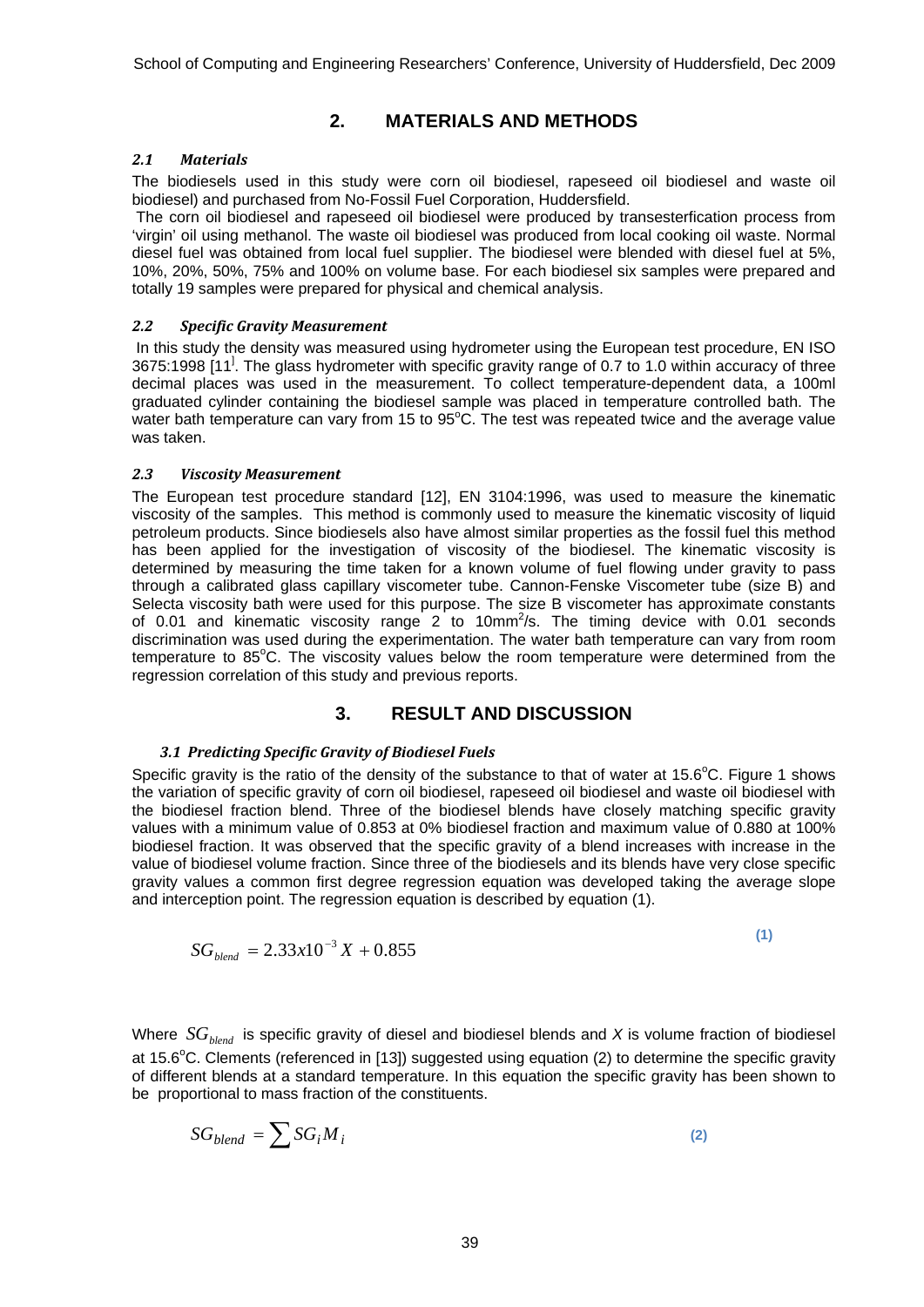## 2. MATERIALS AND METHODS

### 2.1 Materials

The biodiesels used in this study were corn oil biodiesel, rapeseed oil biodiesel and waste oil biodiesel) and purchased from No-Fossil Fuel Corporation, Huddersfield.

The corn oil biodiesel and rapeseed oil biodiesel were produced by transesterfication process from 'virgin' oil using methanol. The waste oil biodiesel was produced from local cooking oil waste. Normal diesel fuel was obtained from local fuel supplier. The biodiesel were blended with diesel fuel at 5%, 10%, 20%, 50%, 75% and 100% on volume base. For each biodiesel six samples were prepared and totally 19 samples were prepared for physical and chemical analysis.

### 2.2 Specific Gravity Measurement

In this study the density was measured using hydrometer using the European test procedure, EN ISO 3675:1998 [11]. The glass hydrometer with specific gravity range of 0.7 to 1.0 within accuracy of three decimal places was used in the measurement. To collect temperature-dependent data, a 100ml graduated cylinder containing the biodiesel sample was placed in temperature controlled bath. The water bath temperature can vary from 15 to 95°C. The test was repeated twice and the average value was taken.

### 2.3 Viscosity Measurement

The European test procedure standard [12], EN 3104:1996, was used to measure the kinematic viscosity of the samples. This method is commonly used to measure the kinematic viscosity of liquid petroleum products. Since biodiesels also have almost similar properties as the fossil fuel this method has been applied for the investigation of viscosity of the biodiesel. The kinematic viscosity is determined by measuring the time taken for a known volume of fuel flowing under gravity to pass through a calibrated glass capillary viscometer tube. Cannon-Fenske Viscometer tube (size B) and Selecta viscosity bath were used for this purpose. The size B viscometer has approximate constants of 0.01 and kinematic viscosity range 2 to 10mm$^2$/s. The timing device with 0.01 seconds discrimination was used during the experimentation. The water bath temperature can vary from room temperature to 85°C. The viscosity values below the room temperature were determined from the regression correlation of this study and previous reports.

## 3. RESULT AND DISCUSSION

### 3.1 Predicting Specific Gravity of Biodiesel Fuels

Specific gravity is the ratio of the density of the substance to that of water at 15.6°C. Figure 1 shows the variation of specific gravity of corn oil biodiesel, rapeseed oil biodiesel and waste oil biodiesel with the biodiesel fraction blend. Three of the biodiesel blends have closely matching specific gravity values with a minimum value of 0.853 at 0% biodiesel fraction and maximum value of 0.880 at 100% biodiesel fraction. It was observed that the specific gravity of a blend increases with increase in the value of biodiesel volume fraction. Since three of the biodiesels and its blends have very close specific gravity values a common first degree regression equation was developed taking the average slope and interception point. The regression equation is described by equation (1).

$$SG_{blend} = 2.33x10^{-3} X + 0.855 \quad (1)$$

Where $SG_{blend}$ is specific gravity of diesel and biodiesel blends and $X$ is volume fraction of biodiesel at 15.6°C. Clements (referenced in [13]) suggested using equation (2) to determine the specific gravity of different blends at a standard temperature. In this equation the specific gravity has been shown to be proportional to mass fraction of the constituents.

$$SG_{blend} = \sum SG_i M_i \quad (2)$$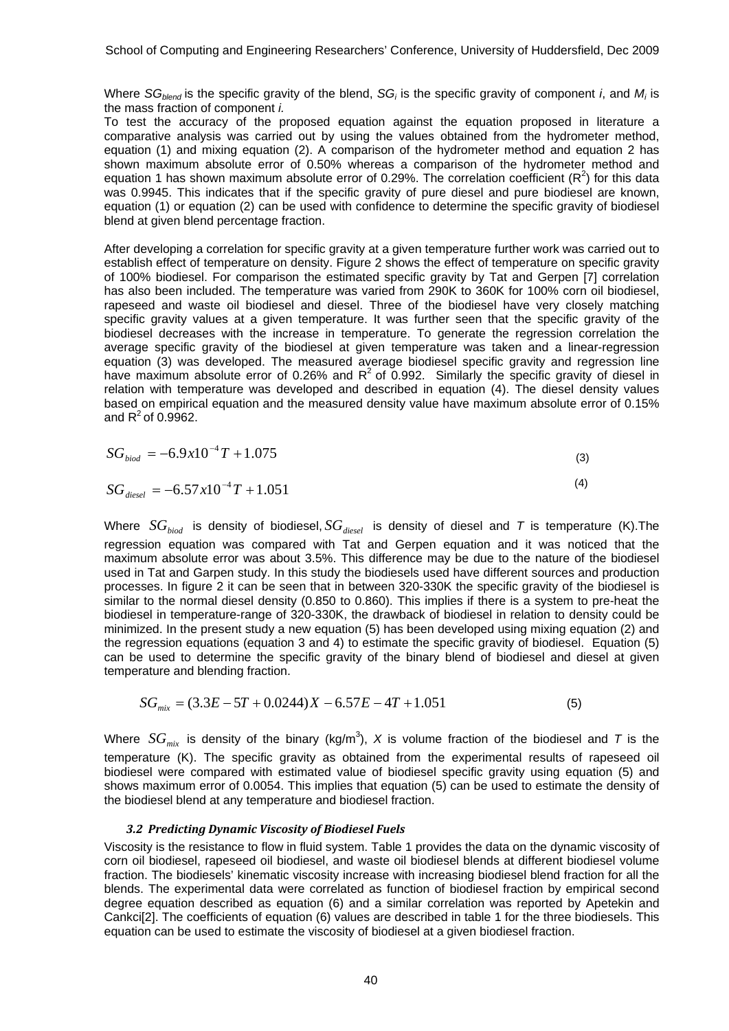Where $SG_{blend}$ is the specific gravity of the blend, $SG_i$ is the specific gravity of component *i*, and $M_i$ is the mass fraction of component *i.*

To test the accuracy of the proposed equation against the equation proposed in literature a comparative analysis was carried out by using the values obtained from the hydrometer method, equation (1) and mixing equation (2). A comparison of the hydrometer method and equation 2 has shown maximum absolute error of 0.50% whereas a comparison of the hydrometer method and equation 1 has shown maximum absolute error of 0.29%. The correlation coefficient ($R^2$) for this data was 0.9945. This indicates that if the specific gravity of pure diesel and pure biodiesel are known, equation (1) or equation (2) can be used with confidence to determine the specific gravity of biodiesel blend at given blend percentage fraction.

After developing a correlation for specific gravity at a given temperature further work was carried out to establish effect of temperature on density. Figure 2 shows the effect of temperature on specific gravity of 100% biodiesel. For comparison the estimated specific gravity by Tat and Gerpen [7] correlation has also been included. The temperature was varied from 290K to 360K for 100% corn oil biodiesel, rapeseed and waste oil biodiesel and diesel. Three of the biodiesel have very closely matching specific gravity values at a given temperature. It was further seen that the specific gravity of the biodiesel decreases with the increase in temperature. To generate the regression correlation the average specific gravity of the biodiesel at given temperature was taken and a linear-regression equation (3) was developed. The measured average biodiesel specific gravity and regression line have maximum absolute error of 0.26% and $R^2$ of 0.992. Similarly the specific gravity of diesel in relation with temperature was developed and described in equation (4). The diesel density values based on empirical equation and the measured density value have maximum absolute error of 0.15% and $R^2$ of 0.9962.

$$SG_{biod} = -6.9x10^{-4}T + 1.075 \quad (3)$$

$$SG_{diesel} = -6.57x10^{-4}T + 1.051 \quad (4)$$

Where $SG_{biod}$ is density of biodiesel, $SG_{diesel}$ is density of diesel and $T$ is temperature (K).The regression equation was compared with Tat and Gerpen equation and it was noticed that the maximum absolute error was about 3.5%. This difference may be due to the nature of the biodiesel used in Tat and Garpen study. In this study the biodiesels used have different sources and production processes. In figure 2 it can be seen that in between 320-330K the specific gravity of the biodiesel is similar to the normal diesel density (0.850 to 0.860). This implies if there is a system to pre-heat the biodiesel in temperature-range of 320-330K, the drawback of biodiesel in relation to density could be minimized. In the present study a new equation (5) has been developed using mixing equation (2) and the regression equations (equation 3 and 4) to estimate the specific gravity of biodiesel. Equation (5) can be used to determine the specific gravity of the binary blend of biodiesel and diesel at given temperature and blending fraction.

$$SG_{mix} = (3.3E - 5T + 0.0244)X - 6.57E - 4T + 1.051 \quad (5)$$

Where $SG_{mix}$ is density of the binary (kg/m$^3$), $X$ is volume fraction of the biodiesel and $T$ is the temperature (K). The specific gravity as obtained from the experimental results of rapeseed oil biodiesel were compared with estimated value of biodiesel specific gravity using equation (5) and shows maximum error of 0.0054. This implies that equation (5) can be used to estimate the density of the biodiesel blend at any temperature and biodiesel fraction.

### *3.2 Predicting Dynamic Viscosity of Biodiesel Fuels*

Viscosity is the resistance to flow in fluid system. Table 1 provides the data on the dynamic viscosity of corn oil biodiesel, rapeseed oil biodiesel, and waste oil biodiesel blends at different biodiesel volume fraction. The biodiesels' kinematic viscosity increase with increasing biodiesel blend fraction for all the blends. The experimental data were correlated as function of biodiesel fraction by empirical second degree equation described as equation (6) and a similar correlation was reported by Apetekin and Cankci[2]. The coefficients of equation (6) values are described in table 1 for the three biodiesels. This equation can be used to estimate the viscosity of biodiesel at a given biodiesel fraction.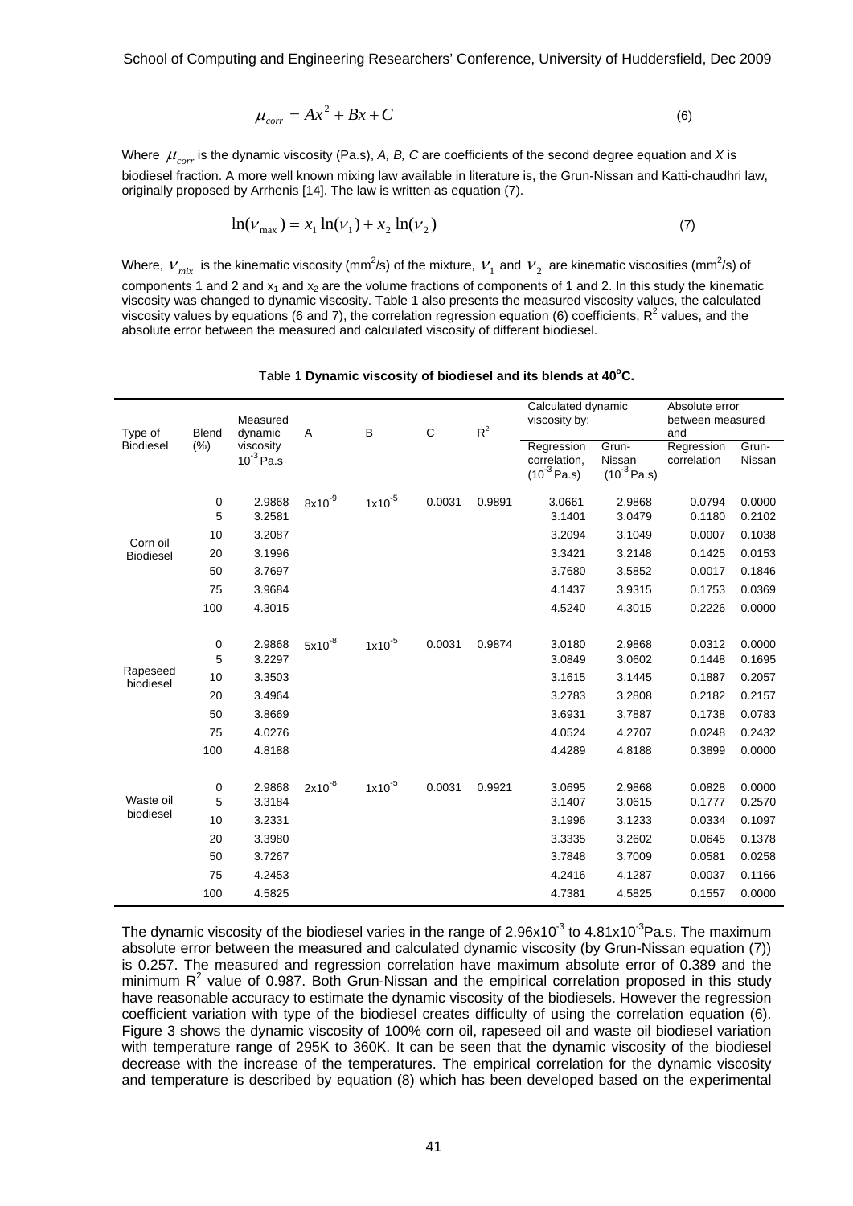$$\mu_{corr} = Ax^2 + Bx + C \quad (6)$$

Where $\mu_{corr}$ is the dynamic viscosity (Pa.s), *A, B, C* are coefficients of the second degree equation and *X* is biodiesel fraction. A more well known mixing law available in literature is, the Grun-Nissan and Katti-chaudhri law, originally proposed by Arrhenis [14]. The law is written as equation (7).

$$\ln(\nu_{max}) = x_1 \ln(\nu_1) + x_2 \ln(\nu_2) \quad (7)$$

Where, $\nu_{mix}$ is the kinematic viscosity (mm$^2$/s) of the mixture, $\nu_1$ and $\nu_2$ are kinematic viscosities (mm$^2$/s) of components 1 and 2 and $x_1$ and $x_2$ are the volume fractions of components of 1 and 2. In this study the kinematic viscosity was changed to dynamic viscosity. Table 1 also presents the measured viscosity values, the calculated viscosity values by equations (6 and 7), the correlation regression equation (6) coefficients, $R^2$ values, and the absolute error between the measured and calculated viscosity of different biodiesel.

Table 1 **Dynamic viscosity of biodiesel and its blends at 40$^o$C.**

| Type of Biodiesel | Blend (%) | Measured dynamic viscosity $10^{-3}$ Pa.s | A | B | C | $R^2$ | Calculated dynamic viscosity by: Regression correlation, ($10^{-3}$ Pa.s) | Grun-Nissan ($10^{-3}$ Pa.s) | Absolute error between measured and: Regression correlation | Grun-Nissan |
|---|---|---|---|---|---|---|---|---|---|---|
| Corn oil Biodiesel | 0 | 2.9868 | $8x10^{-9}$ | $1x10^{-5}$ | 0.0031 | 0.9891 | 3.0661 | 2.9868 | 0.0794 | 0.0000 |
| | 5 | 3.2581 | | | | | 3.1401 | 3.0479 | 0.1180 | 0.2102 |
| | 10 | 3.2087 | | | | | 3.2094 | 3.1049 | 0.0007 | 0.1038 |
| | 20 | 3.1996 | | | | | 3.3421 | 3.2148 | 0.1425 | 0.0153 |
| | 50 | 3.7697 | | | | | 3.7680 | 3.5852 | 0.0017 | 0.1846 |
| | 75 | 3.9684 | | | | | 4.1437 | 3.9315 | 0.1753 | 0.0369 |
| | 100 | 4.3015 | | | | | 4.5240 | 4.3015 | 0.2226 | 0.0000 |
| Rapeseed biodiesel | 0 | 2.9868 | $5x10^{-8}$ | $1x10^{-5}$ | 0.0031 | 0.9874 | 3.0180 | 2.9868 | 0.0312 | 0.0000 |
| | 5 | 3.2297 | | | | | 3.0849 | 3.0602 | 0.1448 | 0.1695 |
| | 10 | 3.3503 | | | | | 3.1615 | 3.1445 | 0.1887 | 0.2057 |
| | 20 | 3.4964 | | | | | 3.2783 | 3.2808 | 0.2182 | 0.2157 |
| | 50 | 3.8669 | | | | | 3.6931 | 3.7887 | 0.1738 | 0.0783 |
| | 75 | 4.0276 | | | | | 4.0524 | 4.2707 | 0.0248 | 0.2432 |
| | 100 | 4.8188 | | | | | 4.4289 | 4.8188 | 0.3899 | 0.0000 |
| Waste oil biodiesel | 0 | 2.9868 | $2x10^{-8}$ | $1x10^{-5}$ | 0.0031 | 0.9921 | 3.0695 | 2.9868 | 0.0828 | 0.0000 |
| | 5 | 3.3184 | | | | | 3.1407 | 3.0615 | 0.1777 | 0.2570 |
| | 10 | 3.2331 | | | | | 3.1996 | 3.1233 | 0.0334 | 0.1097 |
| | 20 | 3.3980 | | | | | 3.3335 | 3.2602 | 0.0645 | 0.1378 |
| | 50 | 3.7267 | | | | | 3.7848 | 3.7009 | 0.0581 | 0.0258 |
| | 75 | 4.2453 | | | | | 4.2416 | 4.1287 | 0.0037 | 0.1166 |
| | 100 | 4.5825 | | | | | 4.7381 | 4.5825 | 0.1557 | 0.0000 |

The dynamic viscosity of the biodiesel varies in the range of $2.96x10^{-3}$ to $4.81x10^{-3}$Pa.s. The maximum absolute error between the measured and calculated dynamic viscosity (by Grun-Nissan equation (7)) is 0.257. The measured and regression correlation have maximum absolute error of 0.389 and the minimum $R^2$ value of 0.987. Both Grun-Nissan and the empirical correlation proposed in this study have reasonable accuracy to estimate the dynamic viscosity of the biodiesels. However the regression coefficient variation with type of the biodiesel creates difficulty of using the correlation equation (6). Figure 3 shows the dynamic viscosity of 100% corn oil, rapeseed oil and waste oil biodiesel variation with temperature range of 295K to 360K. It can be seen that the dynamic viscosity of the biodiesel decrease with the increase of the temperatures. The empirical correlation for the dynamic viscosity and temperature is described by equation (8) which has been developed based on the experimental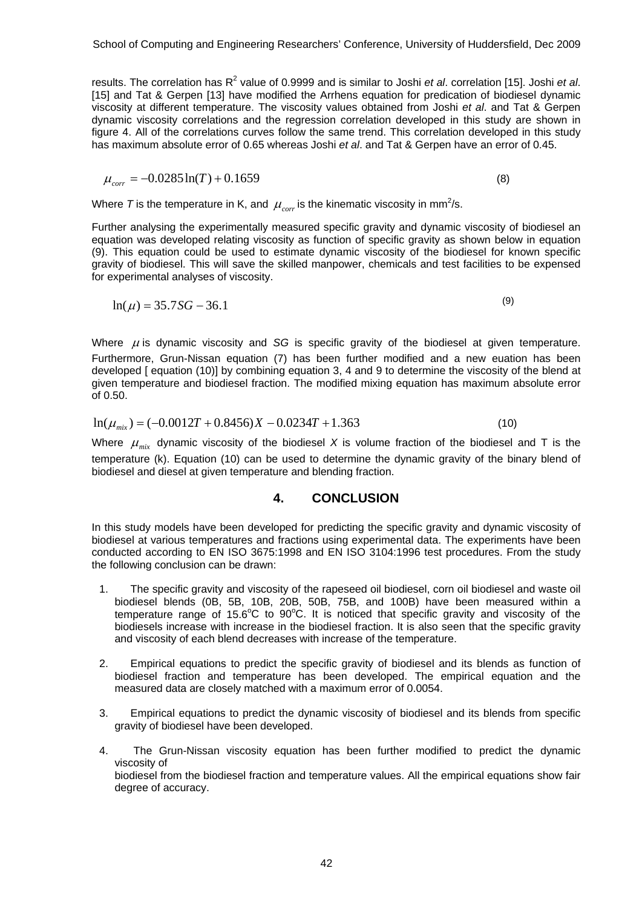results. The correlation has $R^2$ value of 0.9999 and is similar to Joshi *et al*. correlation [15]. Joshi *et al*. [15] and Tat & Gerpen [13] have modified the Arrhens equation for predication of biodiesel dynamic viscosity at different temperature. The viscosity values obtained from Joshi *et al*. and Tat & Gerpen dynamic viscosity correlations and the regression correlation developed in this study are shown in figure 4. All of the correlations curves follow the same trend. This correlation developed in this study has maximum absolute error of 0.65 whereas Joshi *et al*. and Tat & Gerpen have an error of 0.45.

$$\mu_{corr} = -0.0285\ln(T) + 0.1659 \quad (8)$$

Where $T$ is the temperature in K, and $\mu_{corr}$ is the kinematic viscosity in $mm^2/s$.

Further analysing the experimentally measured specific gravity and dynamic viscosity of biodiesel an equation was developed relating viscosity as function of specific gravity as shown below in equation (9). This equation could be used to estimate dynamic viscosity of the biodiesel for known specific gravity of biodiesel. This will save the skilled manpower, chemicals and test facilities to be expensed for experimental analyses of viscosity.

$$\ln(\mu) = 35.7SG - 36.1 \quad (9)$$

Where $\mu$ is dynamic viscosity and *SG* is specific gravity of the biodiesel at given temperature. Furthermore, Grun-Nissan equation (7) has been further modified and a new euation has been developed [ equation (10)] by combining equation 3, 4 and 9 to determine the viscosity of the blend at given temperature and biodiesel fraction. The modified mixing equation has maximum absolute error of 0.50.

$$\ln(\mu_{mix}) = (-0.0012T + 0.8456)X - 0.0234T + 1.363 \quad (10)$$

Where $\mu_{mix}$ dynamic viscosity of the biodiesel $X$ is volume fraction of the biodiesel and T is the temperature (k). Equation (10) can be used to determine the dynamic gravity of the binary blend of biodiesel and diesel at given temperature and blending fraction.

## 4. CONCLUSION

In this study models have been developed for predicting the specific gravity and dynamic viscosity of biodiesel at various temperatures and fractions using experimental data. The experiments have been conducted according to EN ISO 3675:1998 and EN ISO 3104:1996 test procedures. From the study the following conclusion can be drawn:

1. The specific gravity and viscosity of the rapeseed oil biodiesel, corn oil biodiesel and waste oil biodiesel blends (0B, 5B, 10B, 20B, 50B, 75B, and 100B) have been measured within a temperature range of 15.6°C to 90°C. It is noticed that specific gravity and viscosity of the biodiesels increase with increase in the biodiesel fraction. It is also seen that the specific gravity and viscosity of each blend decreases with increase of the temperature.

2. Empirical equations to predict the specific gravity of biodiesel and its blends as function of biodiesel fraction and temperature has been developed. The empirical equation and the measured data are closely matched with a maximum error of 0.0054.

3. Empirical equations to predict the dynamic viscosity of biodiesel and its blends from specific gravity of biodiesel have been developed.

4. The Grun-Nissan viscosity equation has been further modified to predict the dynamic viscosity of
biodiesel from the biodiesel fraction and temperature values. All the empirical equations show fair degree of accuracy.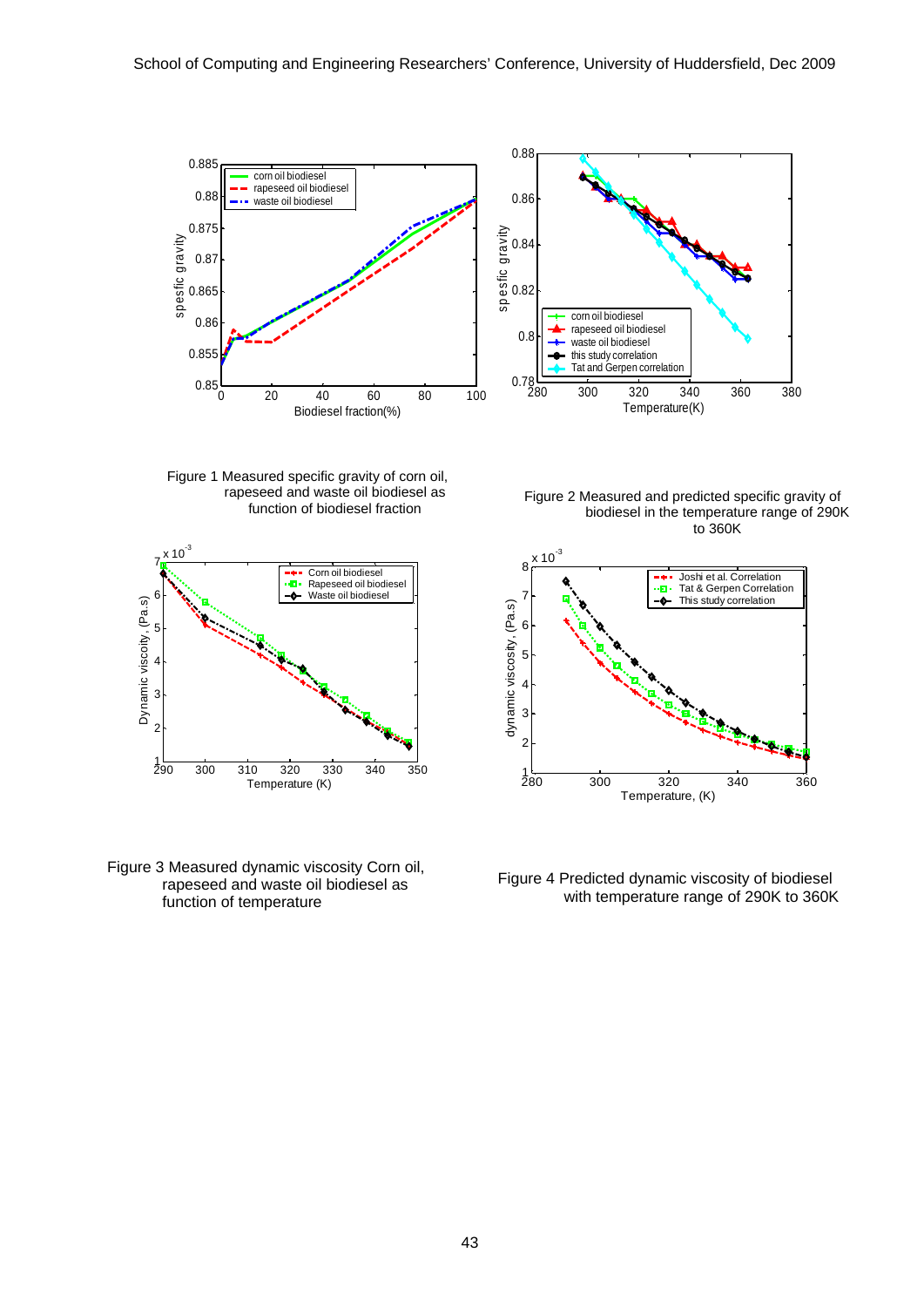Figure 1 Measured specific gravity of corn oil, rapeseed and waste oil biodiesel as function of biodiesel fraction

Figure 2 Measured and predicted specific gravity of biodiesel in the temperature range of 290K to 360K

Figure 3 Measured dynamic viscosity Corn oil, rapeseed and waste oil biodiesel as function of temperature

Figure 4 Predicted dynamic viscosity of biodiesel with temperature range of 290K to 360K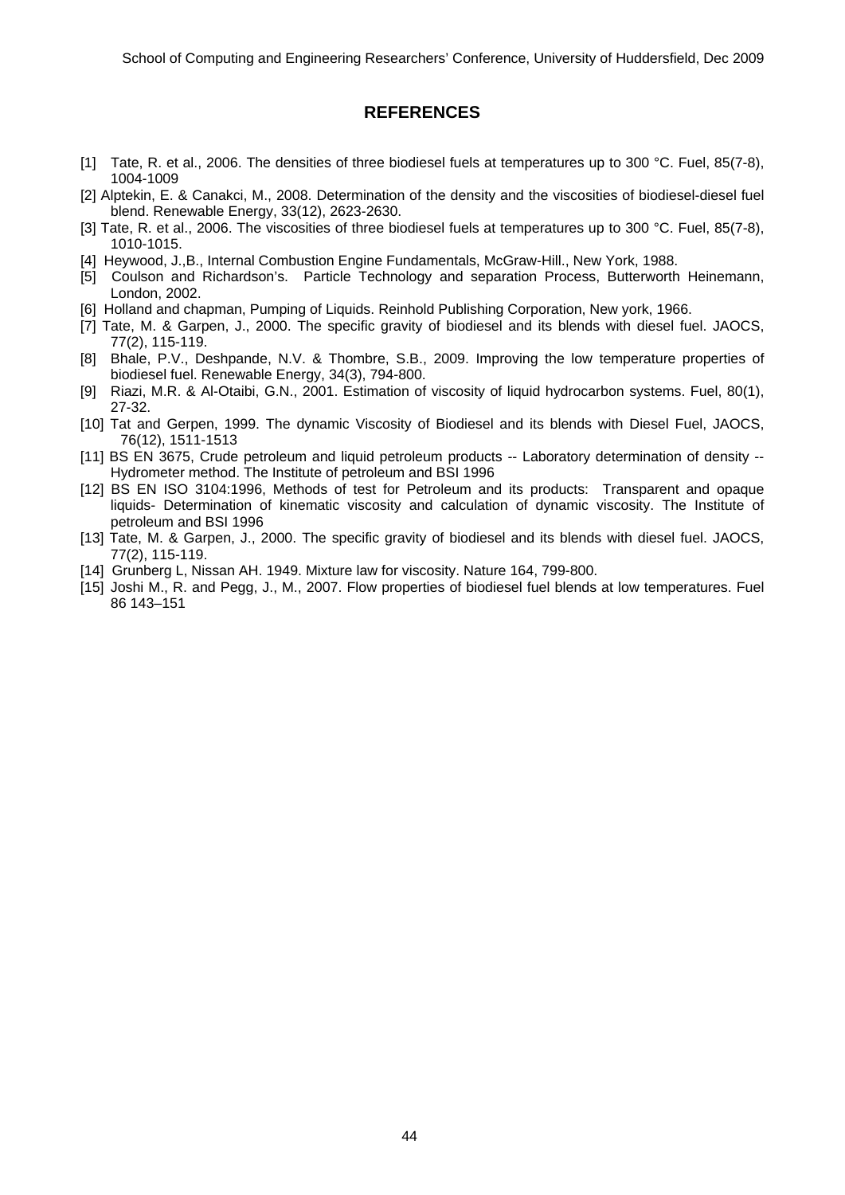## REFERENCES

[1] Tate, R. et al., 2006. The densities of three biodiesel fuels at temperatures up to 300 °C. Fuel, 85(7-8), 1004-1009

[2] Alptekin, E. & Canakci, M., 2008. Determination of the density and the viscosities of biodiesel-diesel fuel blend. Renewable Energy, 33(12), 2623-2630.

[3] Tate, R. et al., 2006. The viscosities of three biodiesel fuels at temperatures up to 300 °C. Fuel, 85(7-8), 1010-1015.

[4] Heywood, J.,B., Internal Combustion Engine Fundamentals, McGraw-Hill., New York, 1988.

[5] Coulson and Richardson's. Particle Technology and separation Process, Butterworth Heinemann, London, 2002.

[6] Holland and chapman, Pumping of Liquids. Reinhold Publishing Corporation, New york, 1966.

[7] Tate, M. & Garpen, J., 2000. The specific gravity of biodiesel and its blends with diesel fuel. JAOCS, 77(2), 115-119.

[8] Bhale, P.V., Deshpande, N.V. & Thombre, S.B., 2009. Improving the low temperature properties of biodiesel fuel. Renewable Energy, 34(3), 794-800.

[9] Riazi, M.R. & Al-Otaibi, G.N., 2001. Estimation of viscosity of liquid hydrocarbon systems. Fuel, 80(1), 27-32.

[10] Tat and Gerpen, 1999. The dynamic Viscosity of Biodiesel and its blends with Diesel Fuel, JAOCS, 76(12), 1511-1513

[11] BS EN 3675, Crude petroleum and liquid petroleum products -- Laboratory determination of density -- Hydrometer method. The Institute of petroleum and BSI 1996

[12] BS EN ISO 3104:1996, Methods of test for Petroleum and its products: Transparent and opaque liquids- Determination of kinematic viscosity and calculation of dynamic viscosity. The Institute of petroleum and BSI 1996

[13] Tate, M. & Garpen, J., 2000. The specific gravity of biodiesel and its blends with diesel fuel. JAOCS, 77(2), 115-119.

[14] Grunberg L, Nissan AH. 1949. Mixture law for viscosity. Nature 164, 799-800.

[15] Joshi M., R. and Pegg, J., M., 2007. Flow properties of biodiesel fuel blends at low temperatures. Fuel 86 143–151